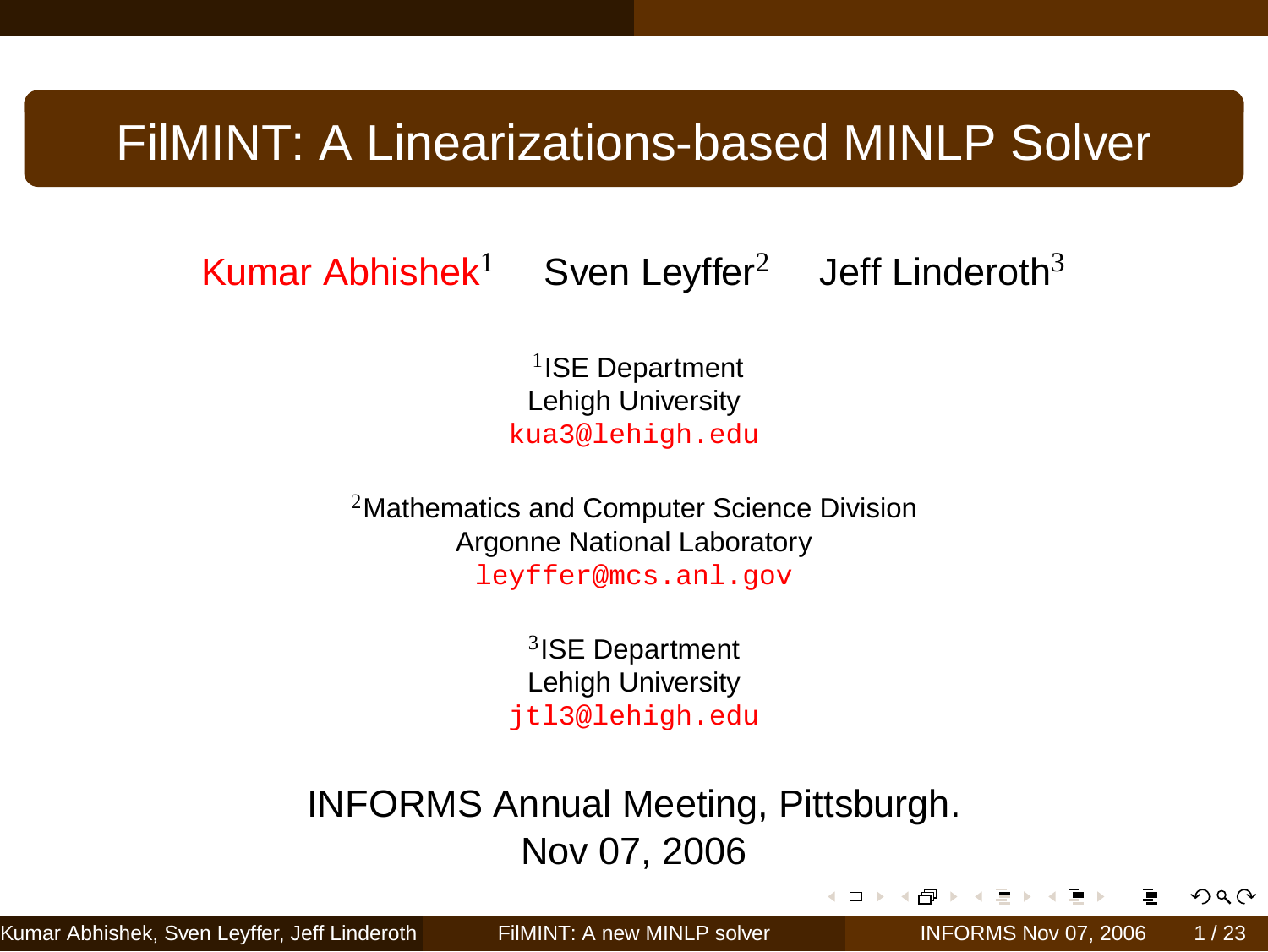# FilMINT: A Linearizations-based MINLP Solver

Kumar Abhishek[1] Sven Leyffer[2] Jeff Linderoth[3]

[1]ISE Department
Lehigh University
kua3@lehigh.edu

[2]Mathematics and Computer Science Division
Argonne National Laboratory
leyffer@mcs.anl.gov

[3]ISE Department
Lehigh University
jtl3@lehigh.edu

INFORMS Annual Meeting, Pittsburgh.
Nov 07, 2006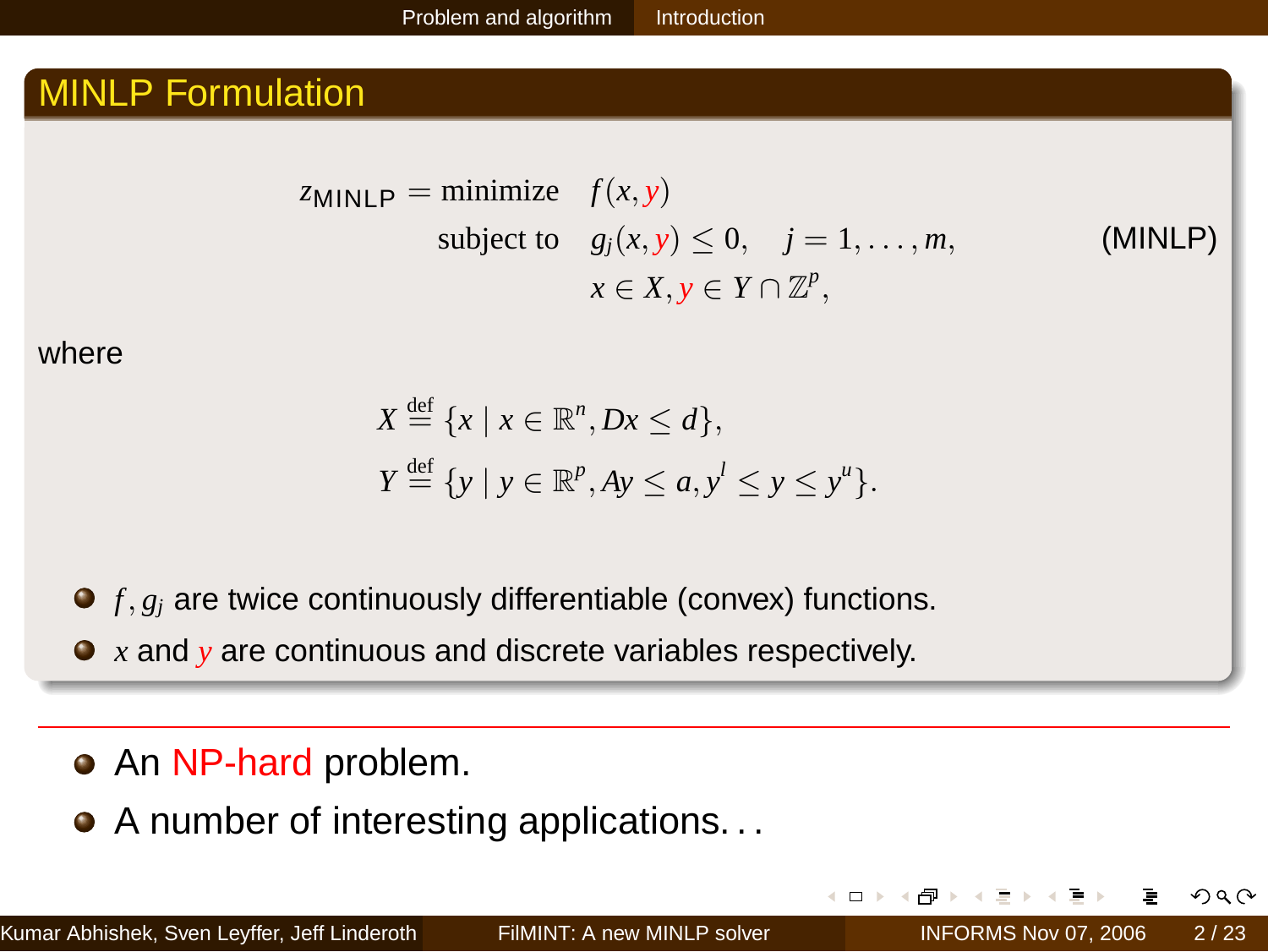## MINLP Formulation

$$
\begin{aligned}
z_{\text{MINLP}} = \text{minimize} \quad & f(x, y) \\
\text{subject to} \quad & g_j(x, y) \leq 0, \quad j = 1, \ldots, m, \\
& x \in X, y \in Y \cap \mathbb{Z}^p,
\end{aligned}
\tag{MINLP}
$$

where

$$
X \stackrel{\text{def}}{=} \{x \mid x \in \mathbb{R}^n, Dx \leq d\},
$$

$$
Y \stackrel{\text{def}}{=} \{y \mid y \in \mathbb{R}^p, Ay \leq a, y^l \leq y \leq y^u\}.
$$

- $f, g_j$ are twice continuously differentiable (convex) functions.
- $x$ and $y$ are continuous and discrete variables respectively.

---

- An NP-hard problem.
- A number of interesting applications...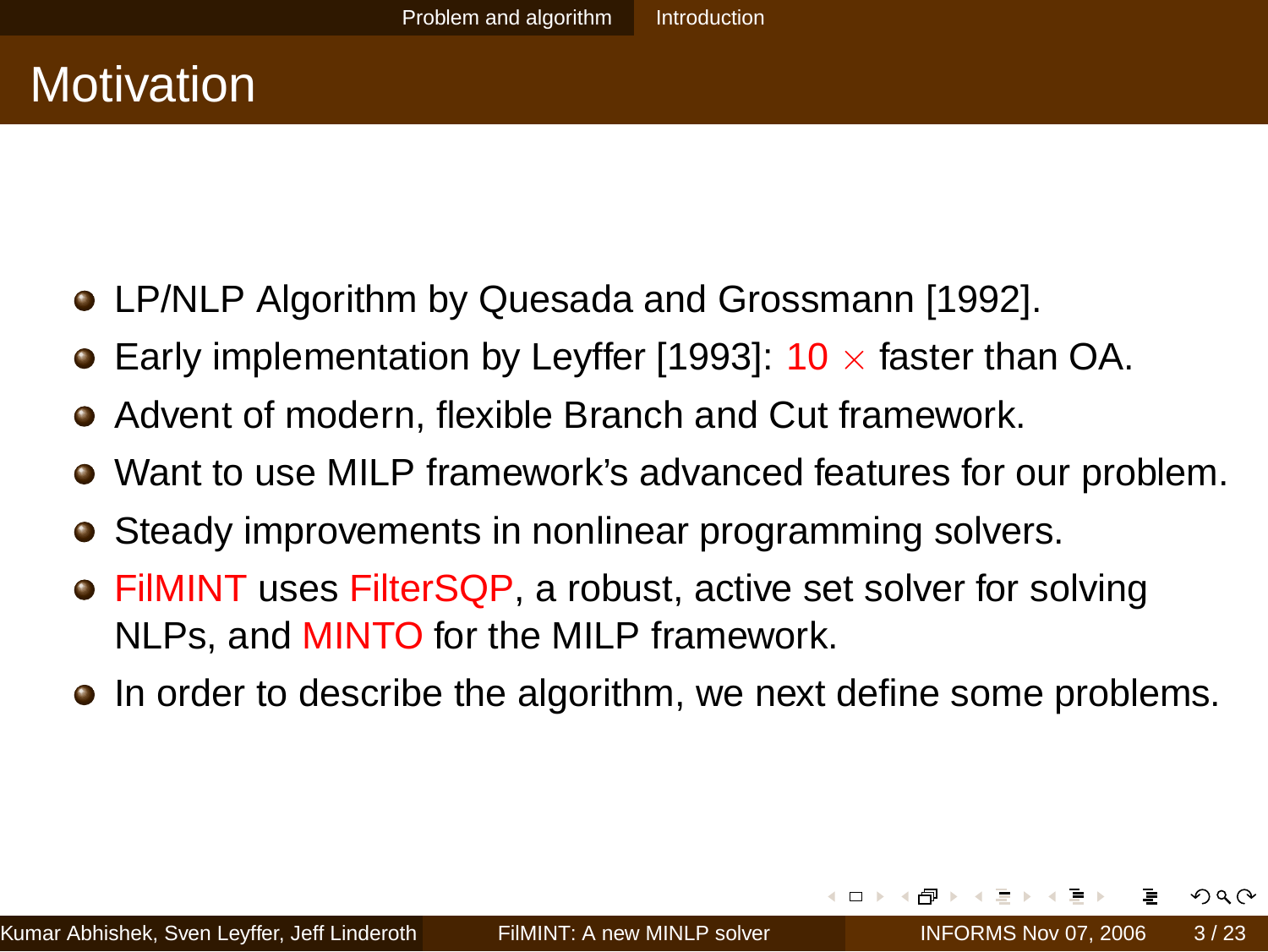# Motivation

- LP/NLP Algorithm by Quesada and Grossmann [1992].
- Early implementation by Leyffer [1993]: $10\times$ faster than OA.
- Advent of modern, flexible Branch and Cut framework.
- Want to use MILP framework's advanced features for our problem.
- Steady improvements in nonlinear programming solvers.
- FilMINT uses FilterSQP, a robust, active set solver for solving NLPs, and MINTO for the MILP framework.
- In order to describe the algorithm, we next define some problems.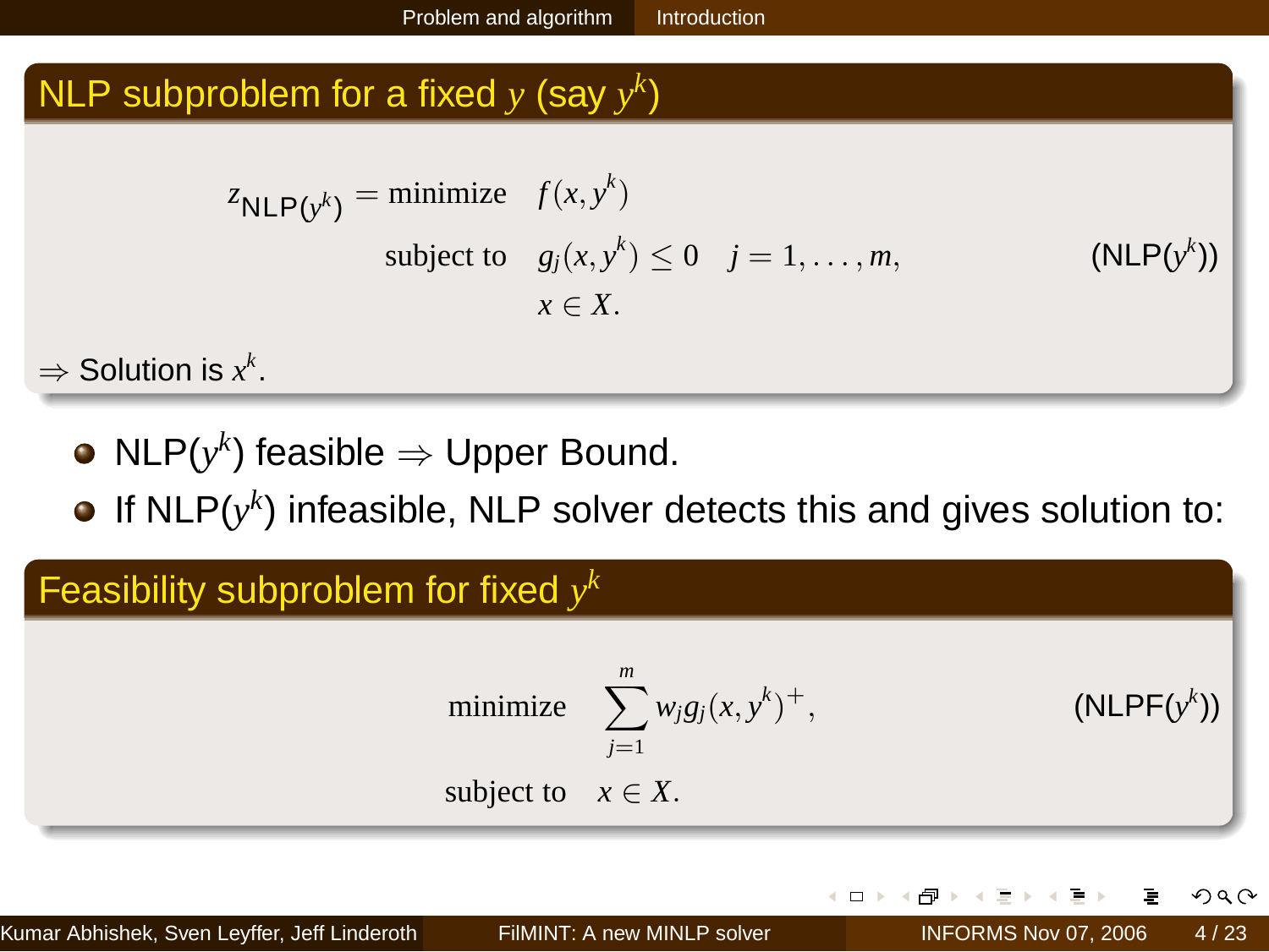## NLP subproblem for a fixed $y$ (say $y^k$)

$$
\begin{aligned}
z_{\text{NLP}(y^k)} = \text{minimize} \quad & f(x, y^k) \\
\text{subject to} \quad & g_j(x, y^k) \leq 0 \quad j = 1, \ldots, m, \\
& x \in X.
\end{aligned}
\qquad (\text{NLP}(y^k))
$$

$\Rightarrow$ Solution is $x^k$.

- NLP($y^k$) feasible $\Rightarrow$ Upper Bound.
- If NLP($y^k$) infeasible, NLP solver detects this and gives solution to:

## Feasibility subproblem for fixed $y^k$

$$
\begin{aligned}
\text{minimize} \quad & \sum_{j=1}^{m} w_j g_j(x, y^k)^+, \\
\text{subject to} \quad & x \in X.
\end{aligned}
\qquad (\text{NLPF}(y^k))
$$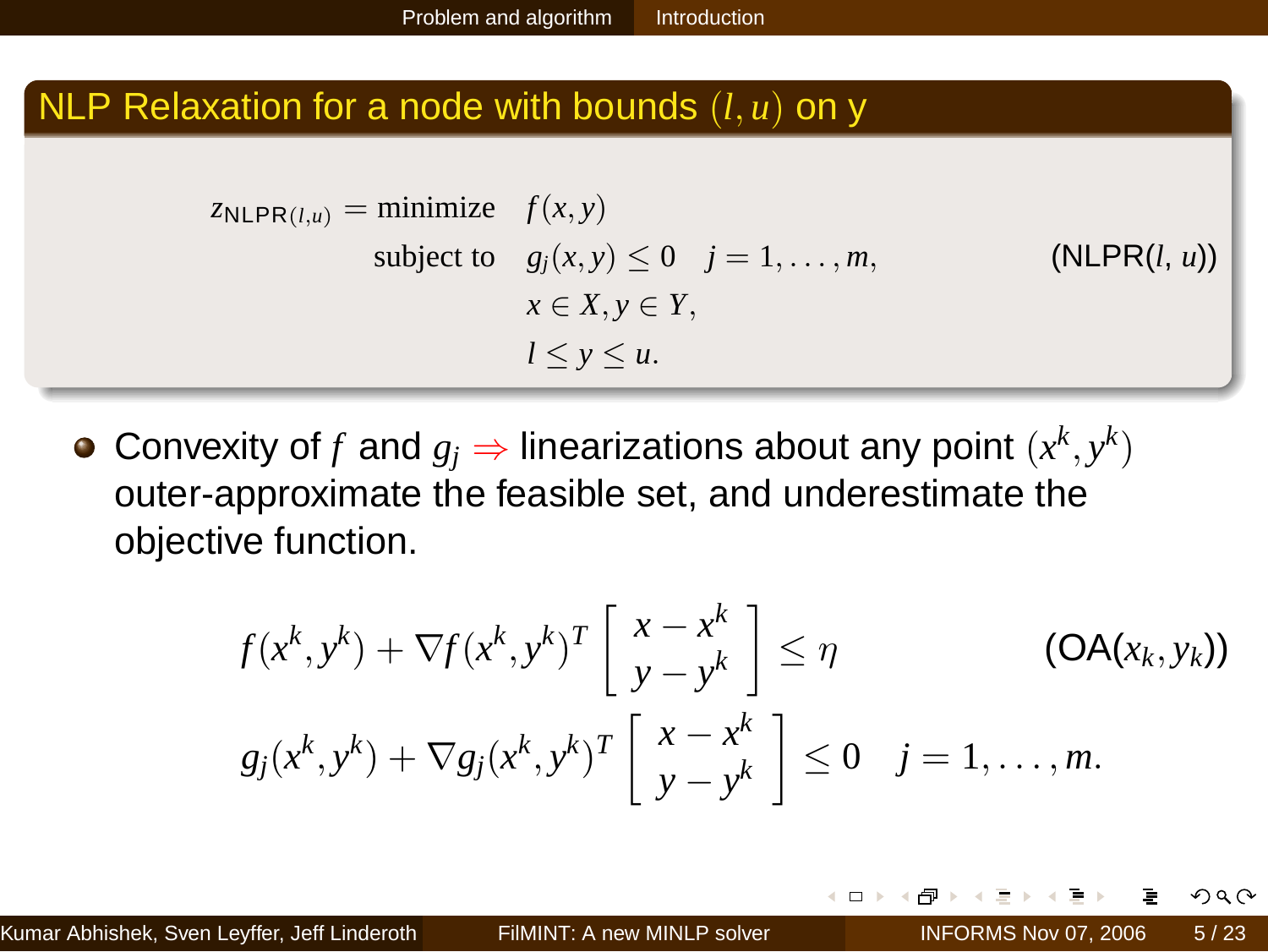## NLP Relaxation for a node with bounds $(l, u)$ on y

$$
\begin{aligned}
z_{\mathsf{NLPR}(l,u)} = \text{minimize} \quad & f(x,y) \\
\text{subject to} \quad & g_j(x,y) \le 0 \quad j = 1,\ldots,m, \\
& x \in X, y \in Y, \\
& l \le y \le u.
\end{aligned}
\qquad (\text{NLPR}(l,\, u))
$$

- Convexity of $f$ and $g_j \Rightarrow$ linearizations about any point $(x^k, y^k)$ outer-approximate the feasible set, and underestimate the objective function.

$$
\begin{aligned}
f(x^k,y^k) + \nabla f(x^k,y^k)^T \begin{bmatrix} x - x^k \\ y - y^k \end{bmatrix} &\le \eta \qquad (\text{OA}(x_k, y_k)) \\
g_j(x^k,y^k) + \nabla g_j(x^k,y^k)^T \begin{bmatrix} x - x^k \\ y - y^k \end{bmatrix} &\le 0 \quad j = 1,\ldots,m.
\end{aligned}
$$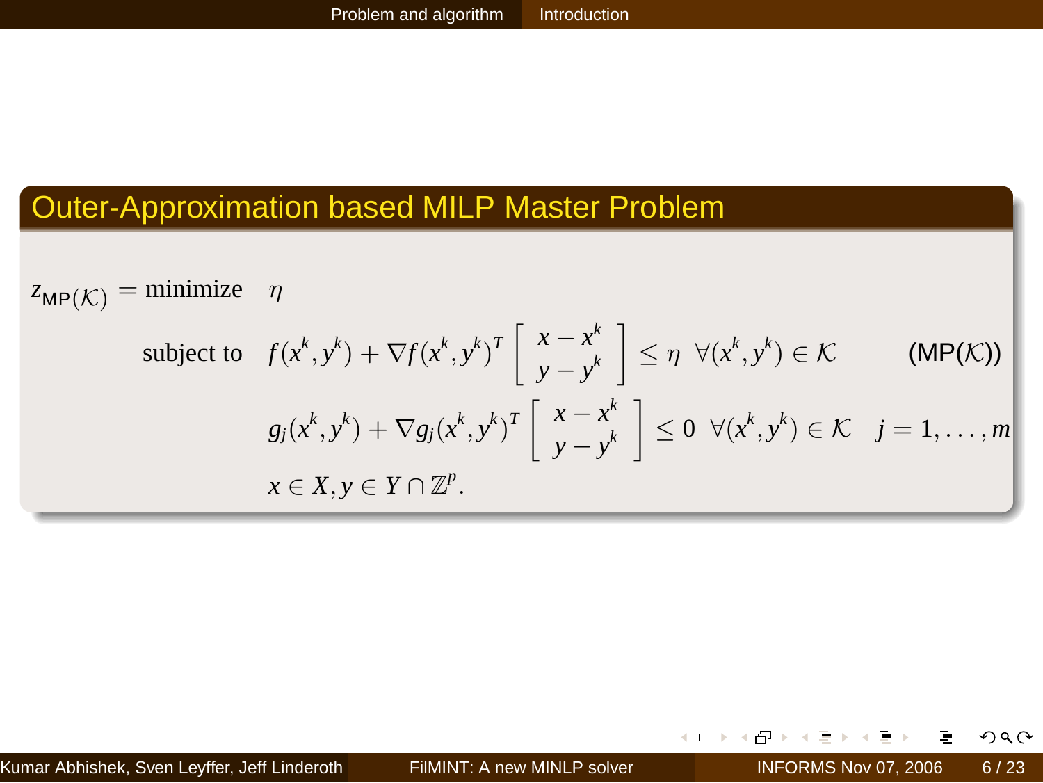## Outer-Approximation based MILP Master Problem

$$
\begin{aligned}
z_{\mathsf{MP}(\mathcal{K})} = \text{minimize} \quad & \eta \\
\text{subject to} \quad & f(x^k, y^k) + \nabla f(x^k, y^k)^T \begin{bmatrix} x - x^k \\ y - y^k \end{bmatrix} \leq \eta \;\; \forall (x^k, y^k) \in \mathcal{K} \qquad \text{(MP}(\mathcal{K})\text{)} \\
& g_j(x^k, y^k) + \nabla g_j(x^k, y^k)^T \begin{bmatrix} x - x^k \\ y - y^k \end{bmatrix} \leq 0 \;\; \forall (x^k, y^k) \in \mathcal{K} \quad j = 1, \ldots, m \\
& x \in X, y \in Y \cap \mathbb{Z}^p.
\end{aligned}
$$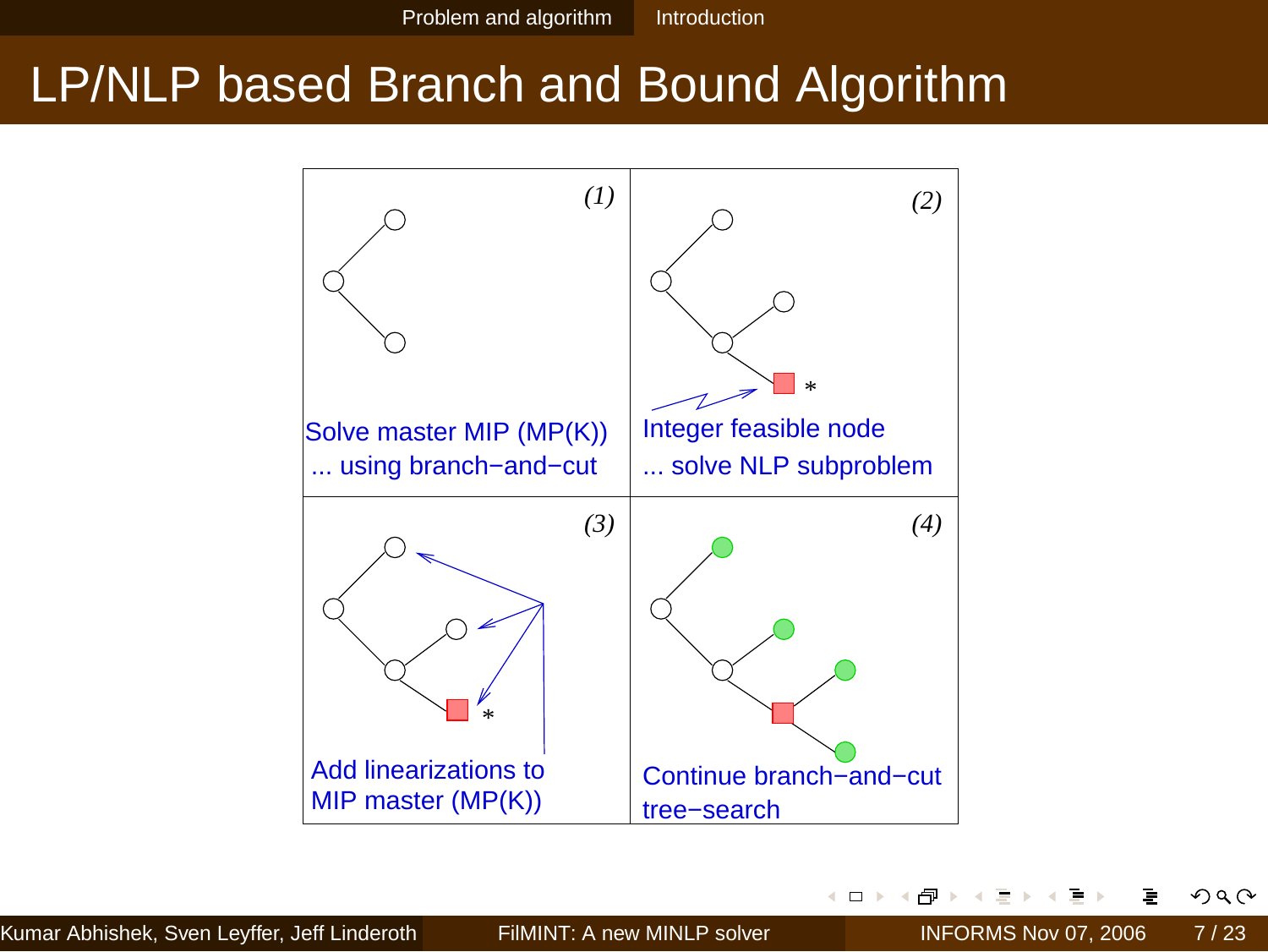# LP/NLP based Branch and Bound Algorithm

(1)

Solve master MIP (MP(K))
... using branch−and−cut

(2)

Integer feasible node
... solve NLP subproblem

(3)

Add linearizations to
MIP master (MP(K))

(4)

Continue branch−and−cut
tree−search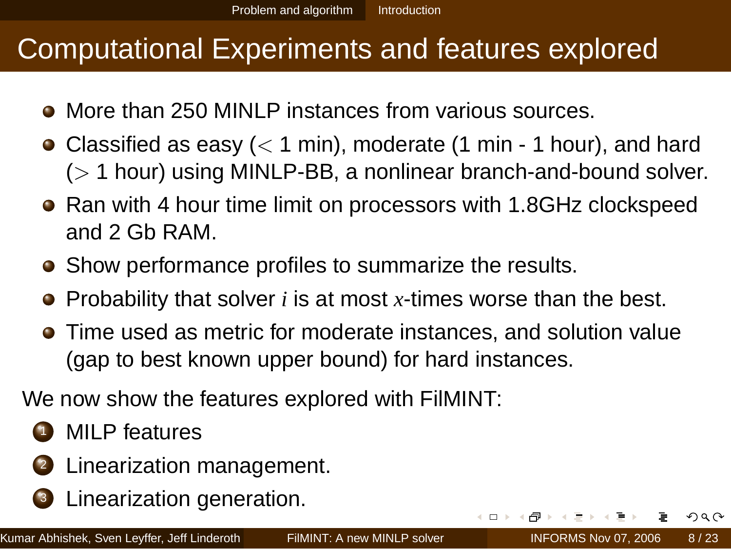# Computational Experiments and features explored

- More than 250 MINLP instances from various sources.
- Classified as easy ($<$ 1 min), moderate (1 min - 1 hour), and hard ($>$ 1 hour) using MINLP-BB, a nonlinear branch-and-bound solver.
- Ran with 4 hour time limit on processors with 1.8GHz clockspeed and 2 Gb RAM.
- Show performance profiles to summarize the results.
- Probability that solver $i$ is at most $x$-times worse than the best.
- Time used as metric for moderate instances, and solution value (gap to best known upper bound) for hard instances.

We now show the features explored with FilMINT:

1. MILP features
2. Linearization management.
3. Linearization generation.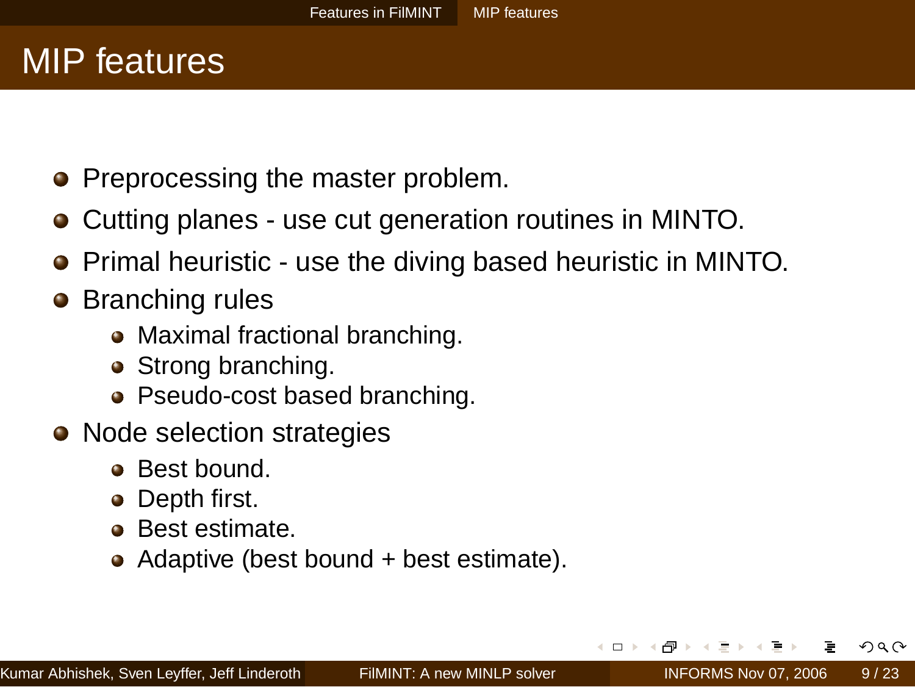# MIP features

- Preprocessing the master problem.
- Cutting planes - use cut generation routines in MINTO.
- Primal heuristic - use the diving based heuristic in MINTO.
- Branching rules
  - Maximal fractional branching.
  - Strong branching.
  - Pseudo-cost based branching.
- Node selection strategies
  - Best bound.
  - Depth first.
  - Best estimate.
  - Adaptive (best bound + best estimate).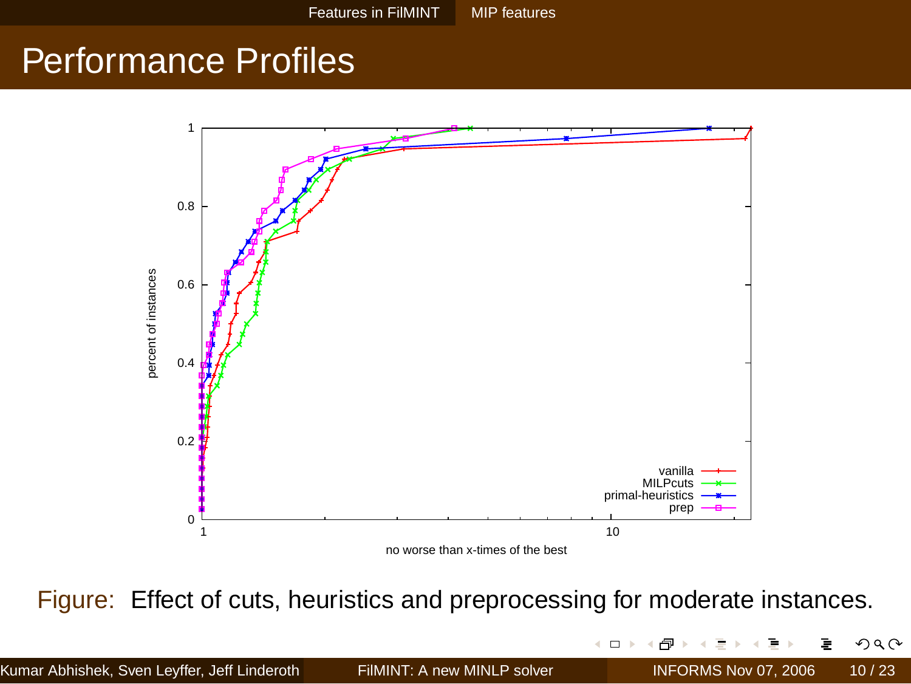# Performance Profiles

Figure: Effect of cuts, heuristics and preprocessing for moderate instances.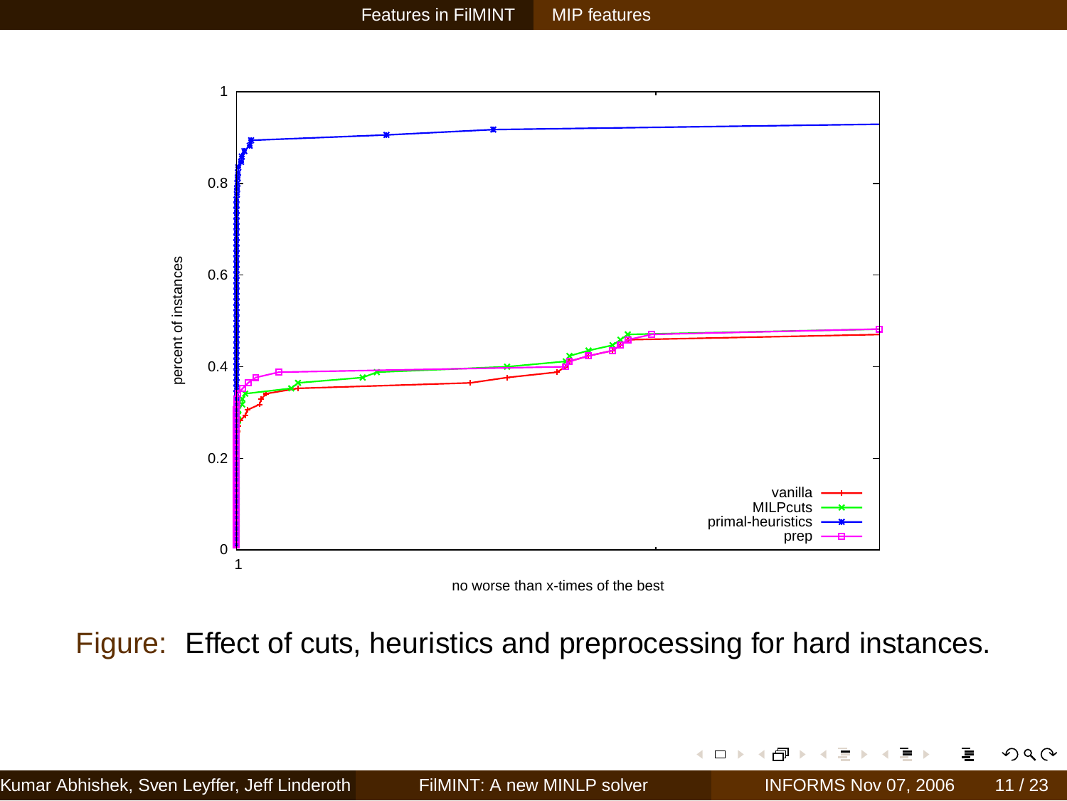Figure: Effect of cuts, heuristics and preprocessing for hard instances.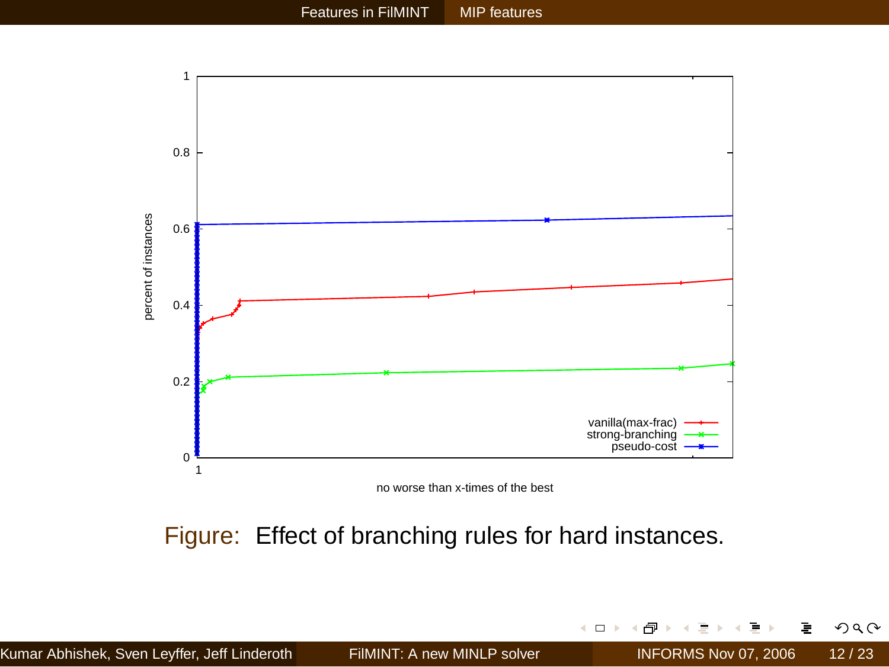Figure: Effect of branching rules for hard instances.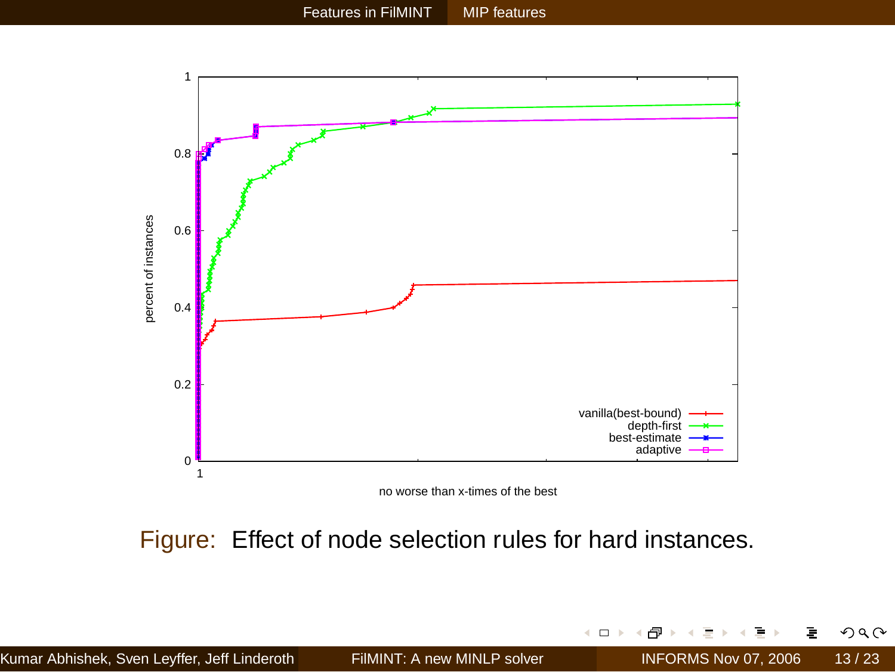Figure: Effect of node selection rules for hard instances.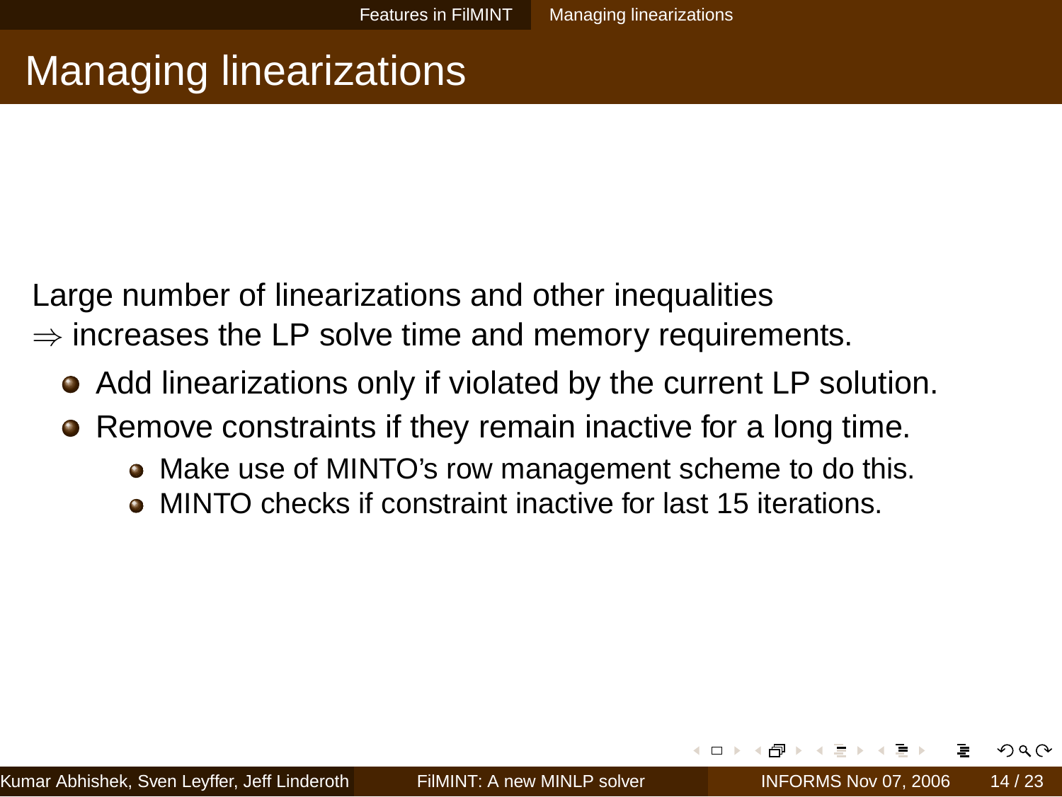# Managing linearizations

Large number of linearizations and other inequalities
$\Rightarrow$ increases the LP solve time and memory requirements.

- Add linearizations only if violated by the current LP solution.
- Remove constraints if they remain inactive for a long time.
  - Make use of MINTO's row management scheme to do this.
  - MINTO checks if constraint inactive for last 15 iterations.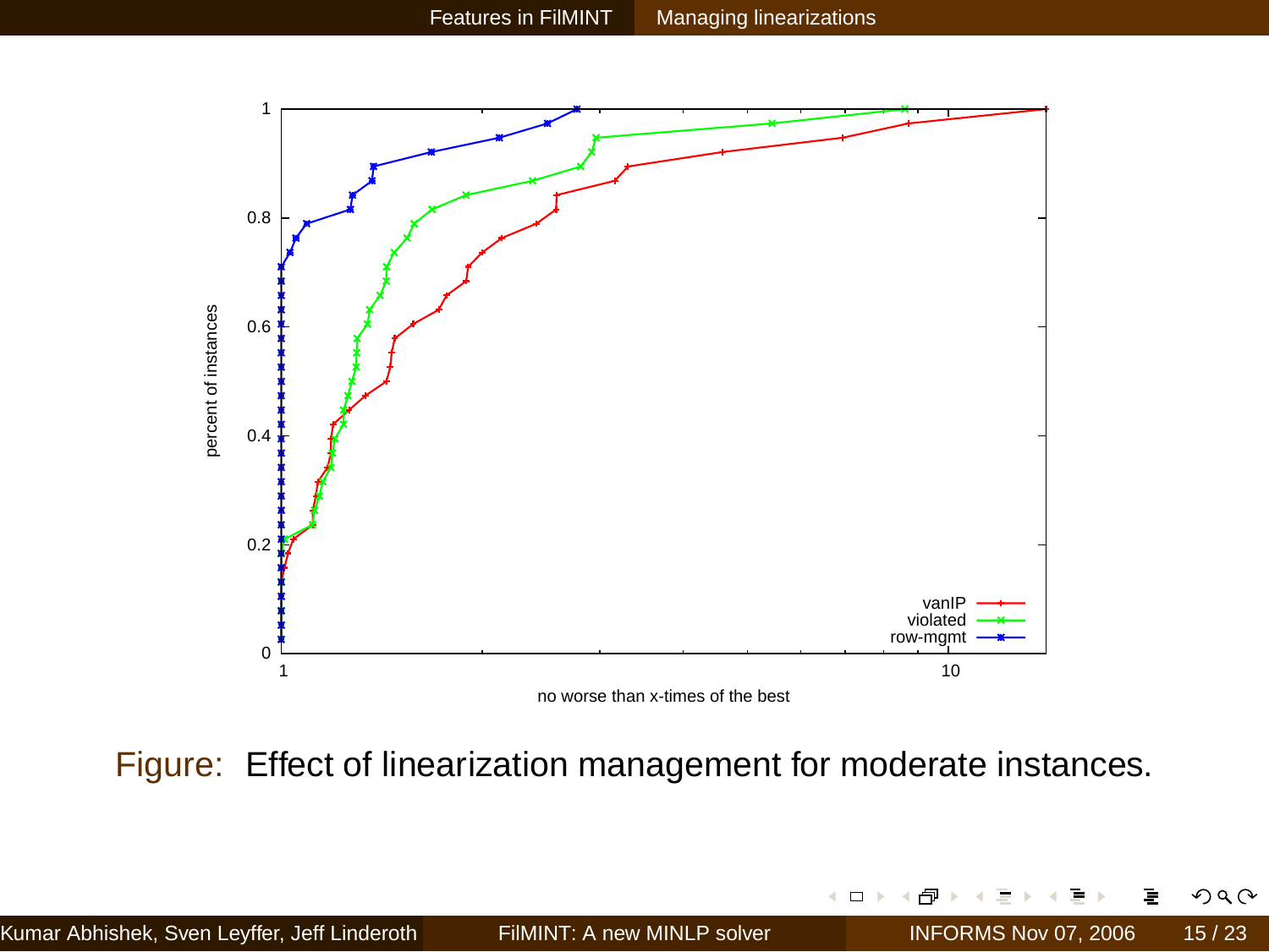Figure: Effect of linearization management for moderate instances.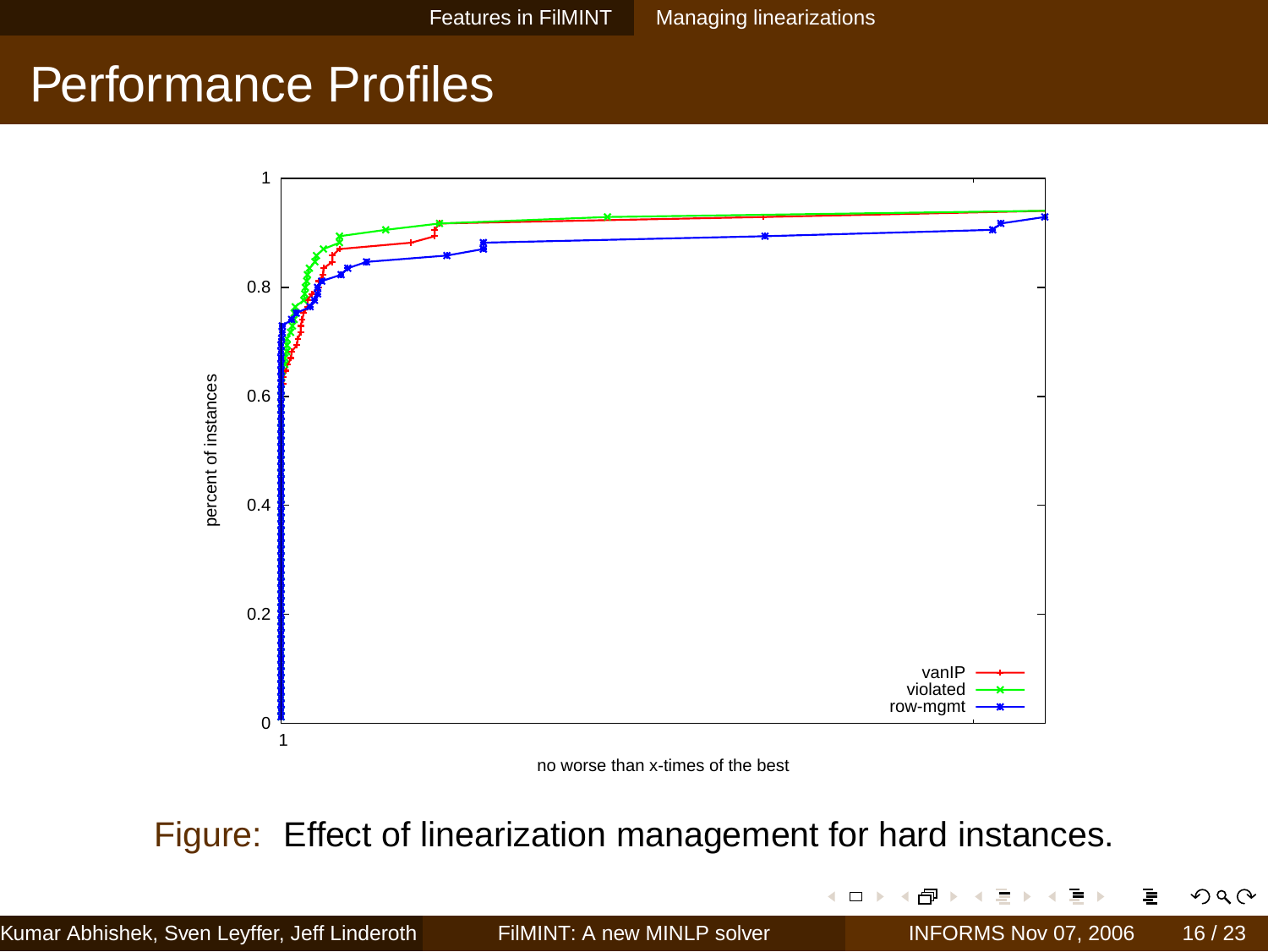# Performance Profiles

Figure: Effect of linearization management for hard instances.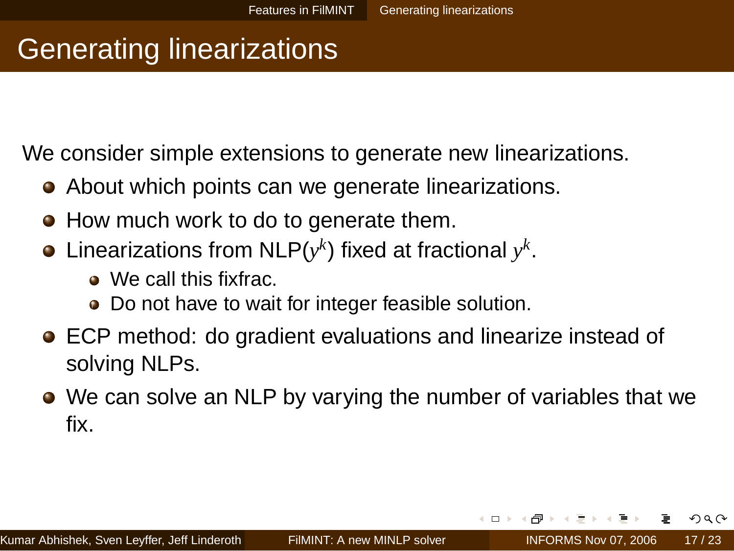# Generating linearizations

We consider simple extensions to generate new linearizations.

- About which points can we generate linearizations.
- How much work to do to generate them.
- Linearizations from NLP($y^k$) fixed at fractional $y^k$.
  - We call this fixfrac.
  - Do not have to wait for integer feasible solution.
- ECP method: do gradient evaluations and linearize instead of solving NLPs.
- We can solve an NLP by varying the number of variables that we fix.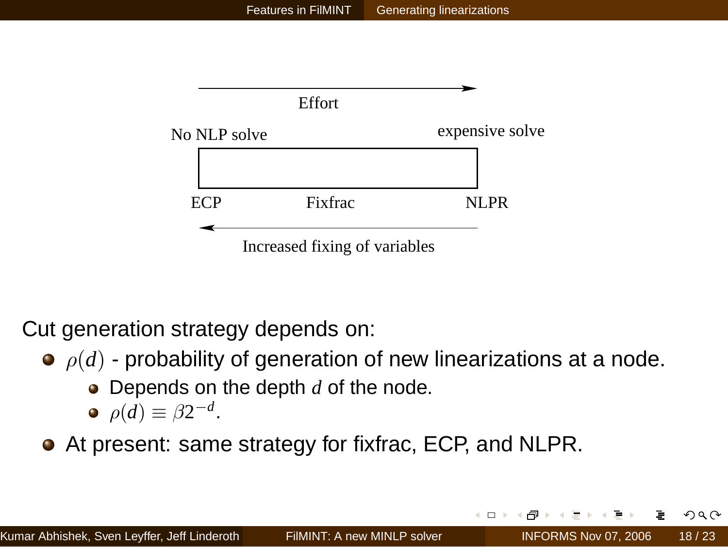Effort

No NLP solve — expensive solve

ECP — Fixfrac — NLPR

Increased fixing of variables

Cut generation strategy depends on:

- $\rho(d)$ - probability of generation of new linearizations at a node.
  - Depends on the depth $d$ of the node.
  - $\rho(d) \equiv \beta 2^{-d}$.
- At present: same strategy for fixfrac, ECP, and NLPR.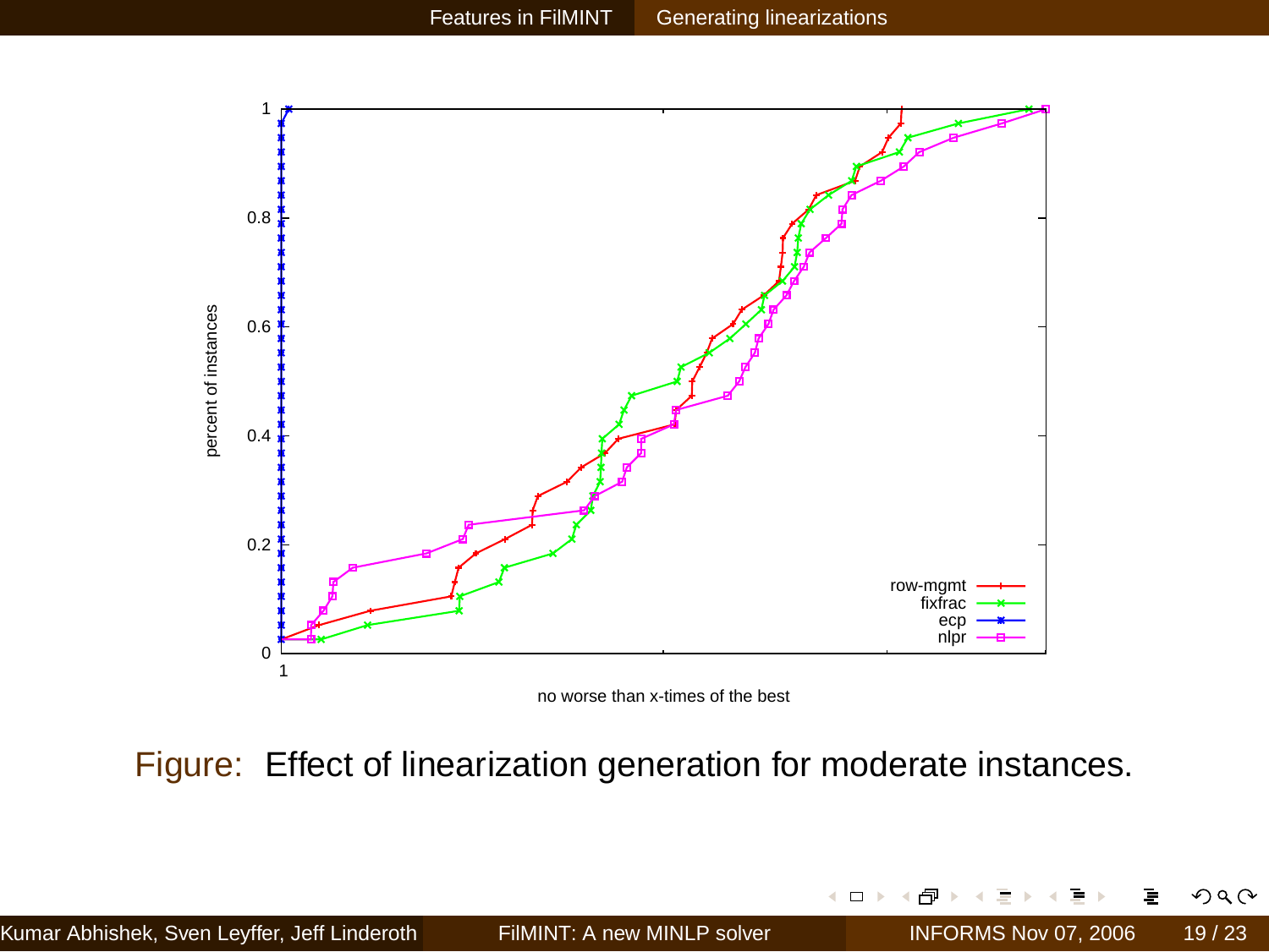Figure: Effect of linearization generation for moderate instances.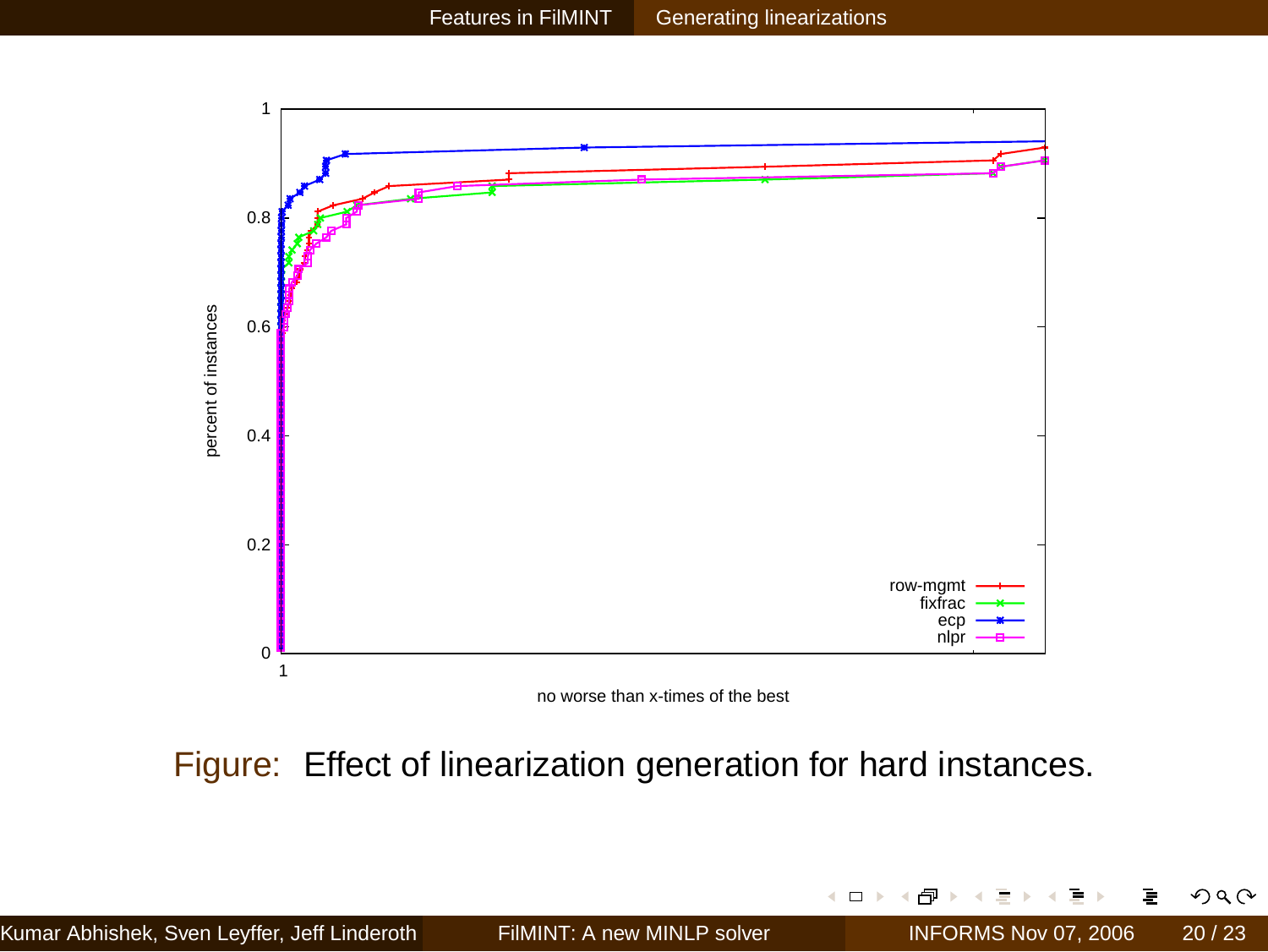Figure: Effect of linearization generation for hard instances.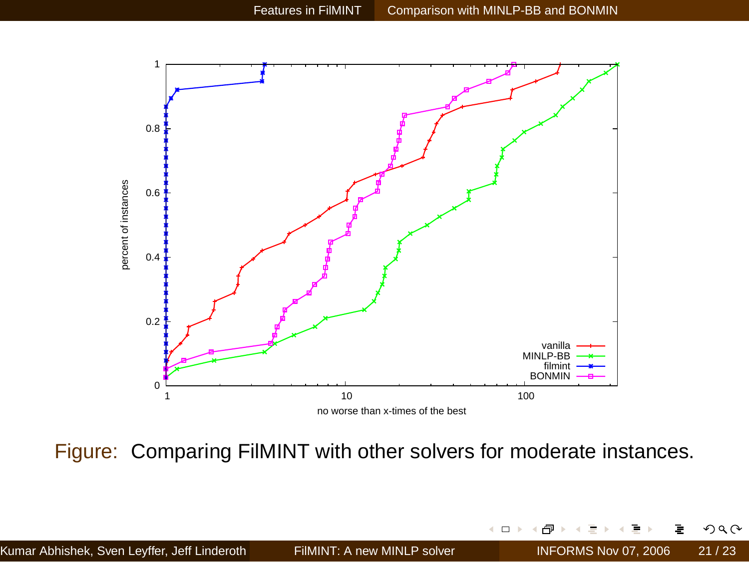Figure: Comparing FilMINT with other solvers for moderate instances.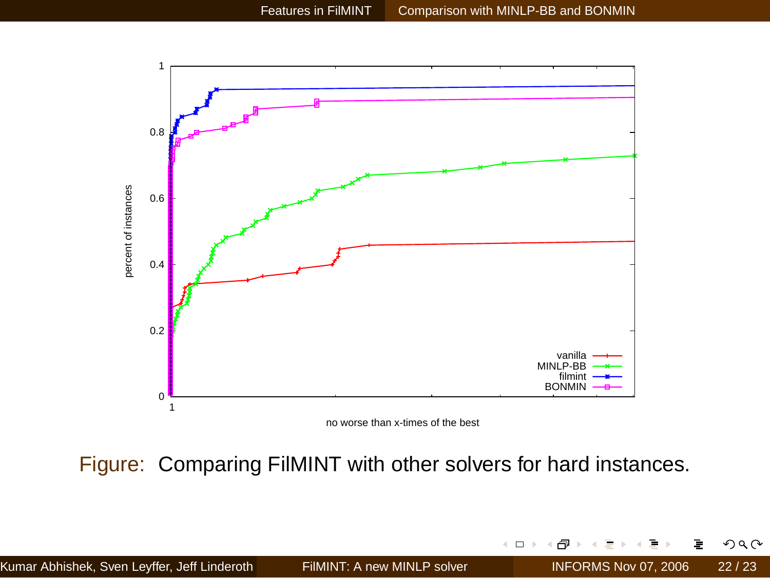Figure: Comparing FilMINT with other solvers for hard instances.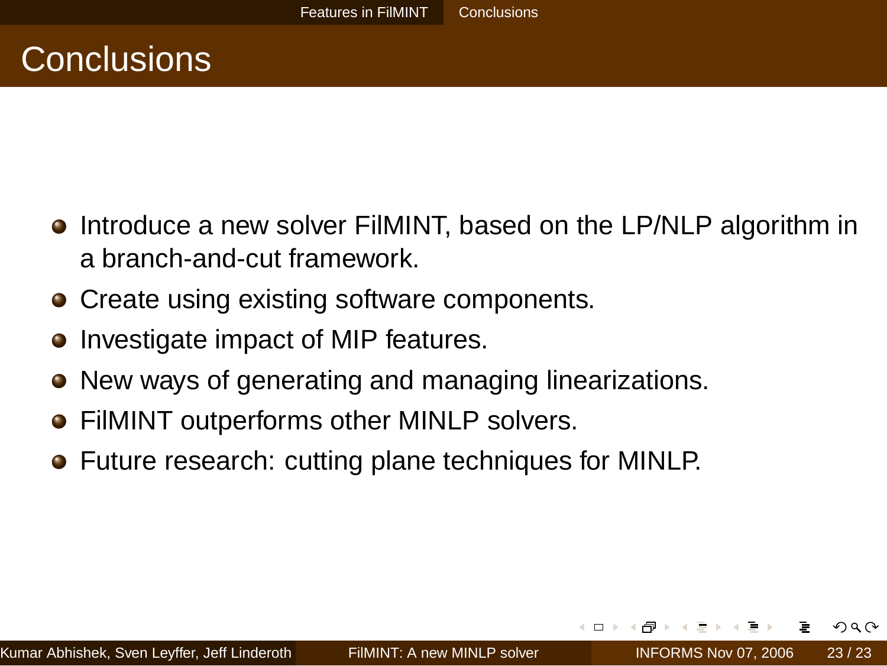# Conclusions

- Introduce a new solver FilMINT, based on the LP/NLP algorithm in a branch-and-cut framework.
- Create using existing software components.
- Investigate impact of MIP features.
- New ways of generating and managing linearizations.
- FilMINT outperforms other MINLP solvers.
- Future research: cutting plane techniques for MINLP.